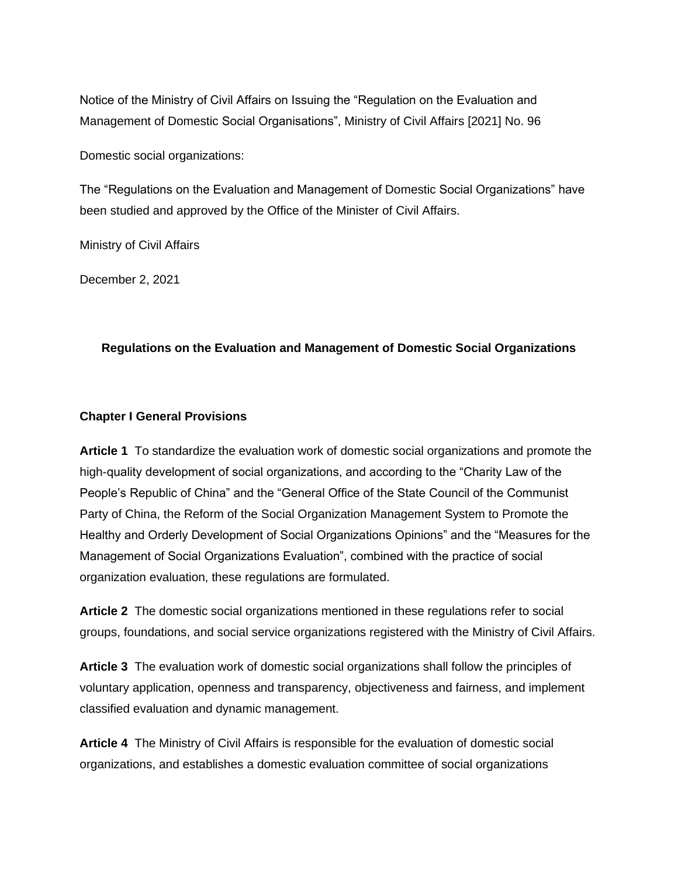Notice of the Ministry of Civil Affairs on Issuing the "Regulation on the Evaluation and Management of Domestic Social Organisations", Ministry of Civil Affairs [2021] No. 96

Domestic social organizations:

The "Regulations on the Evaluation and Management of Domestic Social Organizations" have been studied and approved by the Office of the Minister of Civil Affairs.

Ministry of Civil Affairs

December 2, 2021

## Regulations on the Evaluation and Management of Domestic Social Organizations

### Chapter I General Provisions

**Article 1** To standardize the evaluation work of domestic social organizations and promote the high-quality development of social organizations, and according to the "Charity Law of the People's Republic of China" and the "General Office of the State Council of the Communist Party of China, the Reform of the Social Organization Management System to Promote the Healthy and Orderly Development of Social Organizations Opinions" and the "Measures for the Management of Social Organizations Evaluation", combined with the practice of social organization evaluation, these regulations are formulated.

**Article 2** The domestic social organizations mentioned in these regulations refer to social groups, foundations, and social service organizations registered with the Ministry of Civil Affairs.

**Article 3** The evaluation work of domestic social organizations shall follow the principles of voluntary application, openness and transparency, objectiveness and fairness, and implement classified evaluation and dynamic management.

**Article 4** The Ministry of Civil Affairs is responsible for the evaluation of domestic social organizations, and establishes a domestic evaluation committee of social organizations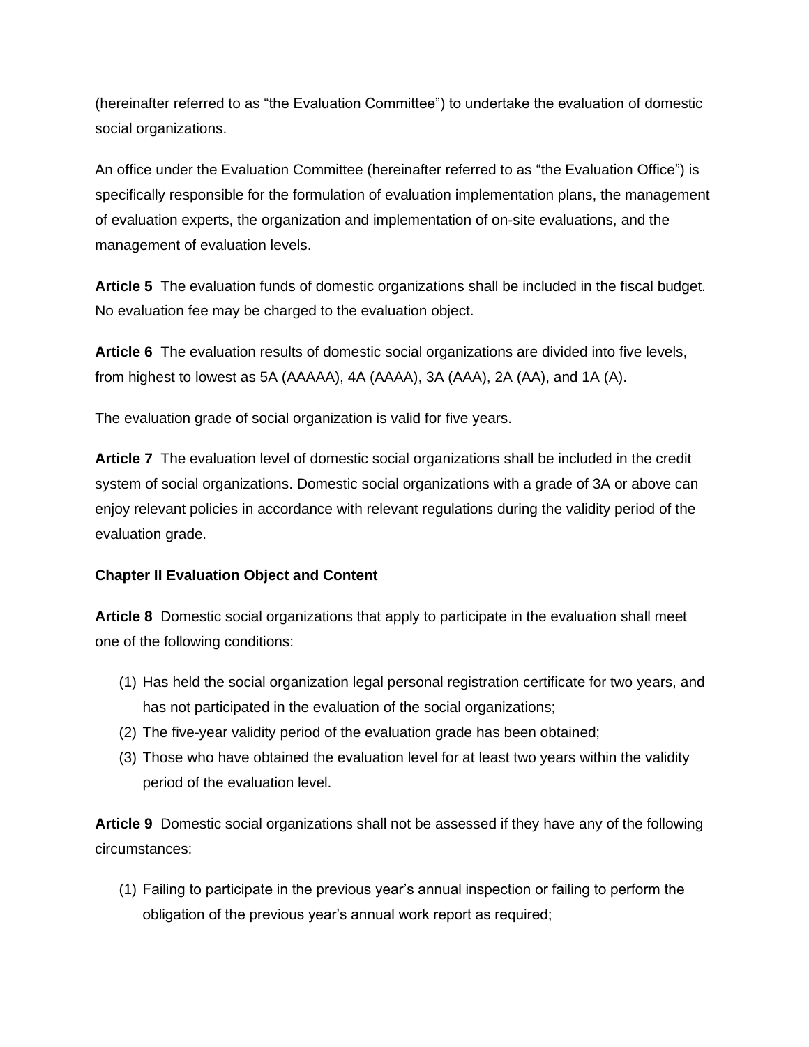(hereinafter referred to as “the Evaluation Committee”) to undertake the evaluation of domestic social organizations.

An office under the Evaluation Committee (hereinafter referred to as “the Evaluation Office”) is specifically responsible for the formulation of evaluation implementation plans, the management of evaluation experts, the organization and implementation of on-site evaluations, and the management of evaluation levels.

**Article 5** The evaluation funds of domestic organizations shall be included in the fiscal budget. No evaluation fee may be charged to the evaluation object.

**Article 6** The evaluation results of domestic social organizations are divided into five levels, from highest to lowest as 5A (AAAAA), 4A (AAAA), 3A (AAA), 2A (AA), and 1A (A).

The evaluation grade of social organization is valid for five years.

**Article 7** The evaluation level of domestic social organizations shall be included in the credit system of social organizations. Domestic social organizations with a grade of 3A or above can enjoy relevant policies in accordance with relevant regulations during the validity period of the evaluation grade.

**Chapter II Evaluation Object and Content**

**Article 8** Domestic social organizations that apply to participate in the evaluation shall meet one of the following conditions:

(1) Has held the social organization legal personal registration certificate for two years, and has not participated in the evaluation of the social organizations;
(2) The five-year validity period of the evaluation grade has been obtained;
(3) Those who have obtained the evaluation level for at least two years within the validity period of the evaluation level.

**Article 9** Domestic social organizations shall not be assessed if they have any of the following circumstances:

(1) Failing to participate in the previous year’s annual inspection or failing to perform the obligation of the previous year’s annual work report as required;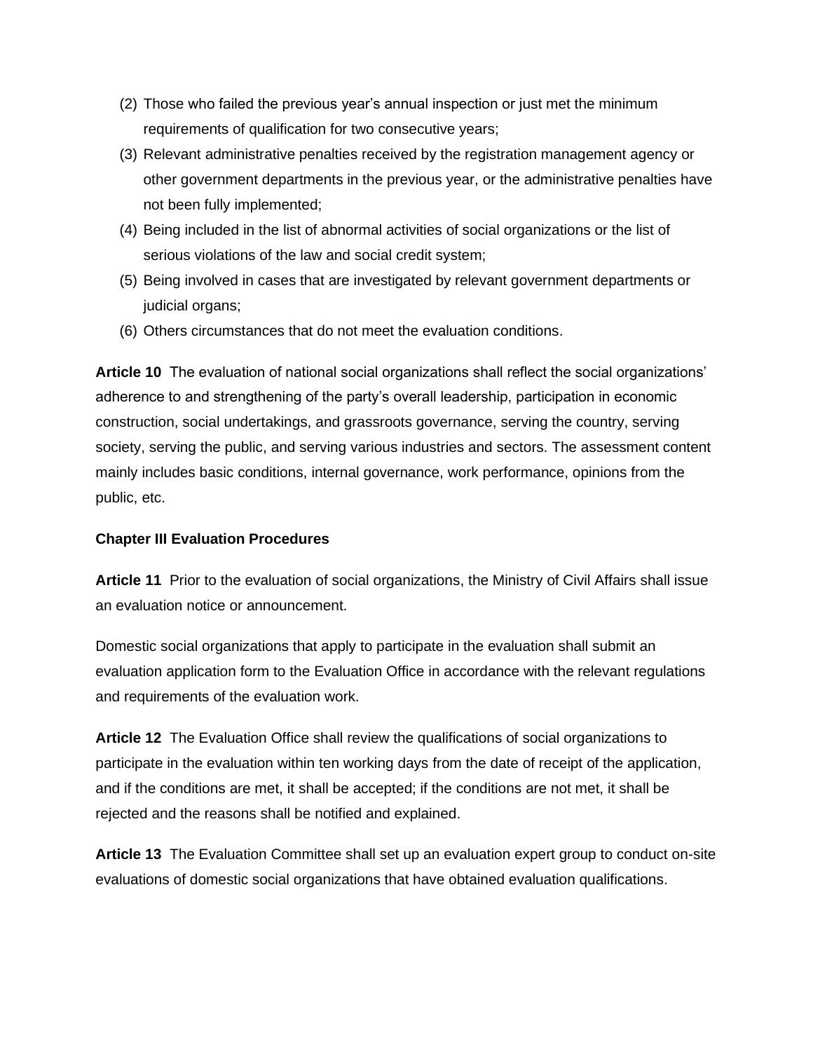(2) Those who failed the previous year's annual inspection or just met the minimum requirements of qualification for two consecutive years;
(3) Relevant administrative penalties received by the registration management agency or other government departments in the previous year, or the administrative penalties have not been fully implemented;
(4) Being included in the list of abnormal activities of social organizations or the list of serious violations of the law and social credit system;
(5) Being involved in cases that are investigated by relevant government departments or judicial organs;
(6) Others circumstances that do not meet the evaluation conditions.

**Article 10** The evaluation of national social organizations shall reflect the social organizations' adherence to and strengthening of the party's overall leadership, participation in economic construction, social undertakings, and grassroots governance, serving the country, serving society, serving the public, and serving various industries and sectors. The assessment content mainly includes basic conditions, internal governance, work performance, opinions from the public, etc.

**Chapter III Evaluation Procedures**

**Article 11** Prior to the evaluation of social organizations, the Ministry of Civil Affairs shall issue an evaluation notice or announcement.

Domestic social organizations that apply to participate in the evaluation shall submit an evaluation application form to the Evaluation Office in accordance with the relevant regulations and requirements of the evaluation work.

**Article 12** The Evaluation Office shall review the qualifications of social organizations to participate in the evaluation within ten working days from the date of receipt of the application, and if the conditions are met, it shall be accepted; if the conditions are not met, it shall be rejected and the reasons shall be notified and explained.

**Article 13** The Evaluation Committee shall set up an evaluation expert group to conduct on-site evaluations of domestic social organizations that have obtained evaluation qualifications.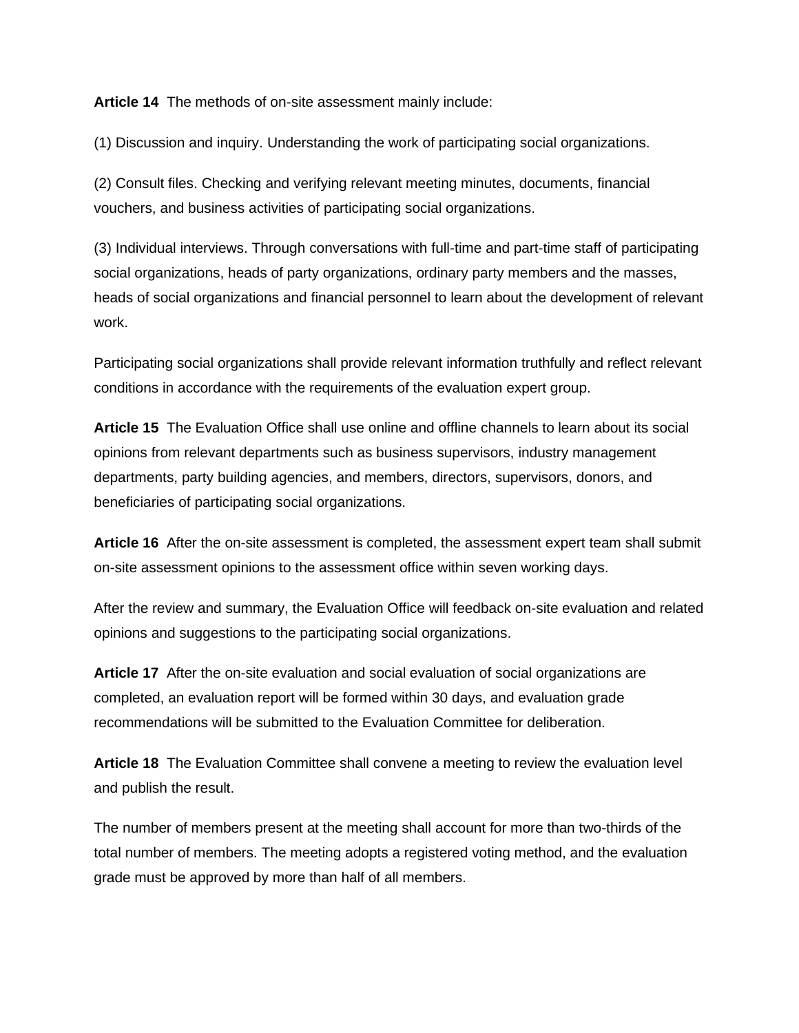**Article 14** The methods of on-site assessment mainly include:

(1) Discussion and inquiry. Understanding the work of participating social organizations.

(2) Consult files. Checking and verifying relevant meeting minutes, documents, financial vouchers, and business activities of participating social organizations.

(3) Individual interviews. Through conversations with full-time and part-time staff of participating social organizations, heads of party organizations, ordinary party members and the masses, heads of social organizations and financial personnel to learn about the development of relevant work.

Participating social organizations shall provide relevant information truthfully and reflect relevant conditions in accordance with the requirements of the evaluation expert group.

**Article 15** The Evaluation Office shall use online and offline channels to learn about its social opinions from relevant departments such as business supervisors, industry management departments, party building agencies, and members, directors, supervisors, donors, and beneficiaries of participating social organizations.

**Article 16** After the on-site assessment is completed, the assessment expert team shall submit on-site assessment opinions to the assessment office within seven working days.

After the review and summary, the Evaluation Office will feedback on-site evaluation and related opinions and suggestions to the participating social organizations.

**Article 17** After the on-site evaluation and social evaluation of social organizations are completed, an evaluation report will be formed within 30 days, and evaluation grade recommendations will be submitted to the Evaluation Committee for deliberation.

**Article 18** The Evaluation Committee shall convene a meeting to review the evaluation level and publish the result.

The number of members present at the meeting shall account for more than two-thirds of the total number of members. The meeting adopts a registered voting method, and the evaluation grade must be approved by more than half of all members.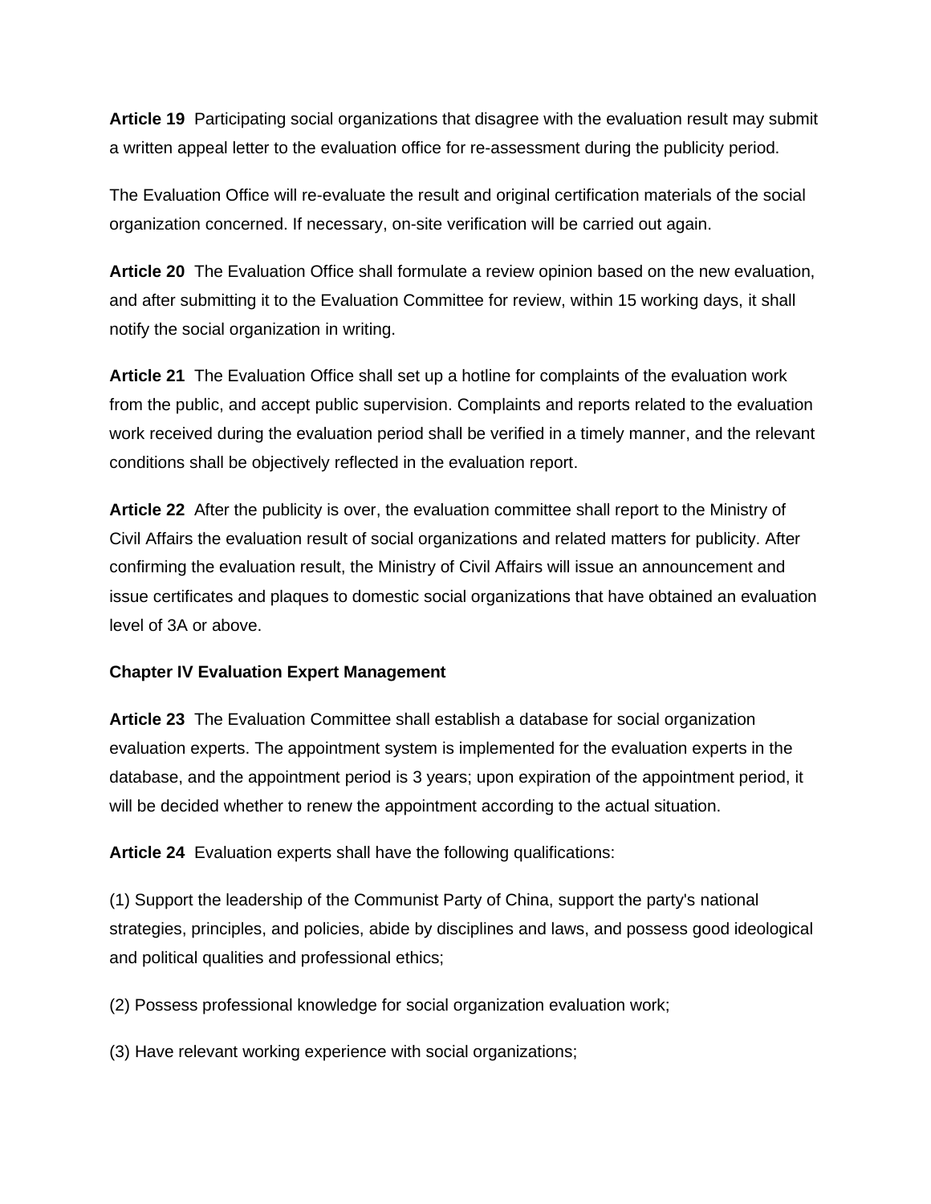**Article 19** Participating social organizations that disagree with the evaluation result may submit a written appeal letter to the evaluation office for re-assessment during the publicity period.

The Evaluation Office will re-evaluate the result and original certification materials of the social organization concerned. If necessary, on-site verification will be carried out again.

**Article 20** The Evaluation Office shall formulate a review opinion based on the new evaluation, and after submitting it to the Evaluation Committee for review, within 15 working days, it shall notify the social organization in writing.

**Article 21** The Evaluation Office shall set up a hotline for complaints of the evaluation work from the public, and accept public supervision. Complaints and reports related to the evaluation work received during the evaluation period shall be verified in a timely manner, and the relevant conditions shall be objectively reflected in the evaluation report.

**Article 22** After the publicity is over, the evaluation committee shall report to the Ministry of Civil Affairs the evaluation result of social organizations and related matters for publicity. After confirming the evaluation result, the Ministry of Civil Affairs will issue an announcement and issue certificates and plaques to domestic social organizations that have obtained an evaluation level of 3A or above.

**Chapter IV Evaluation Expert Management**

**Article 23** The Evaluation Committee shall establish a database for social organization evaluation experts. The appointment system is implemented for the evaluation experts in the database, and the appointment period is 3 years; upon expiration of the appointment period, it will be decided whether to renew the appointment according to the actual situation.

**Article 24** Evaluation experts shall have the following qualifications:

(1) Support the leadership of the Communist Party of China, support the party's national strategies, principles, and policies, abide by disciplines and laws, and possess good ideological and political qualities and professional ethics;

(2) Possess professional knowledge for social organization evaluation work;

(3) Have relevant working experience with social organizations;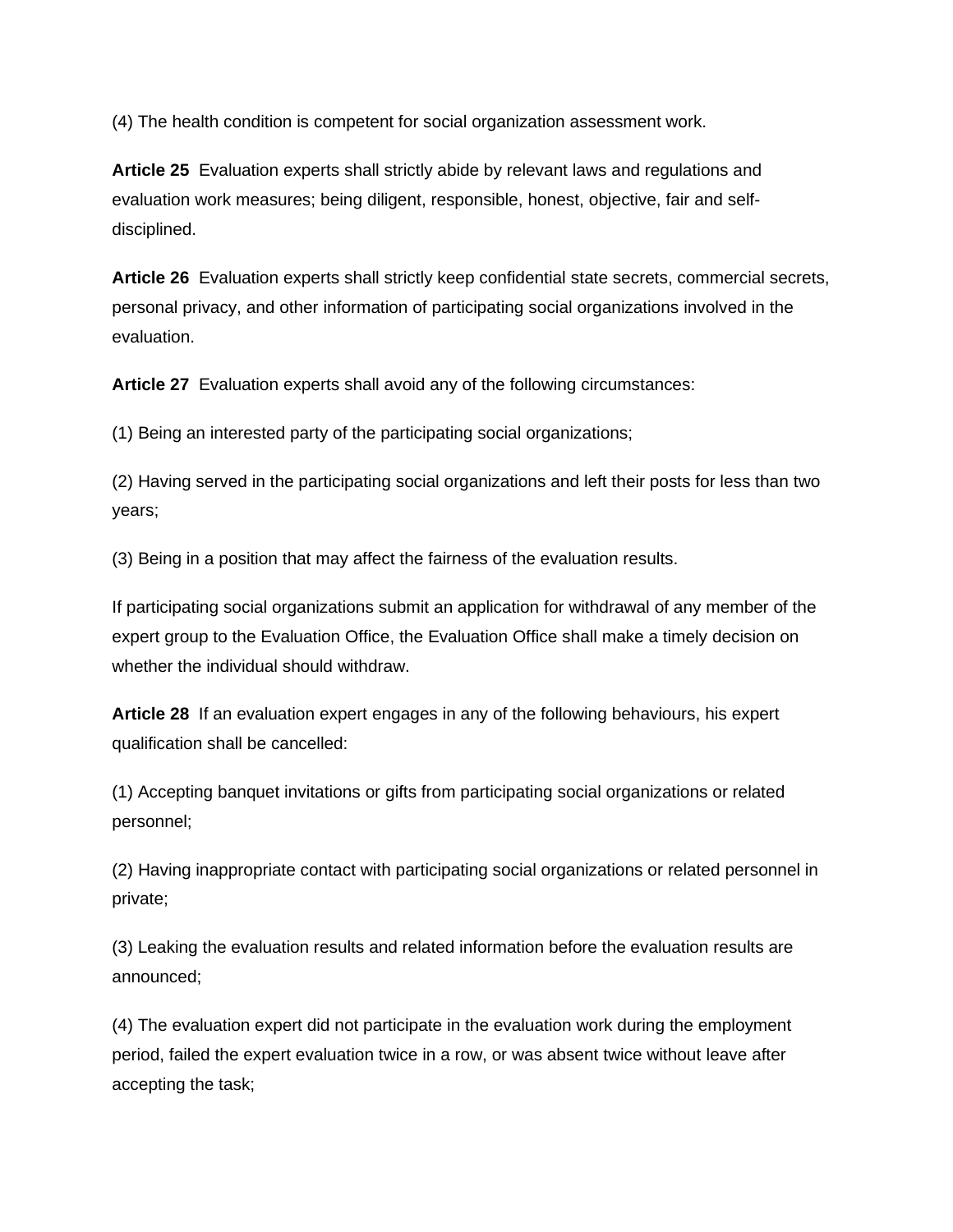(4) The health condition is competent for social organization assessment work.

**Article 25** Evaluation experts shall strictly abide by relevant laws and regulations and evaluation work measures; being diligent, responsible, honest, objective, fair and self-disciplined.

**Article 26** Evaluation experts shall strictly keep confidential state secrets, commercial secrets, personal privacy, and other information of participating social organizations involved in the evaluation.

**Article 27** Evaluation experts shall avoid any of the following circumstances:

(1) Being an interested party of the participating social organizations;

(2) Having served in the participating social organizations and left their posts for less than two years;

(3) Being in a position that may affect the fairness of the evaluation results.

If participating social organizations submit an application for withdrawal of any member of the expert group to the Evaluation Office, the Evaluation Office shall make a timely decision on whether the individual should withdraw.

**Article 28** If an evaluation expert engages in any of the following behaviours, his expert qualification shall be cancelled:

(1) Accepting banquet invitations or gifts from participating social organizations or related personnel;

(2) Having inappropriate contact with participating social organizations or related personnel in private;

(3) Leaking the evaluation results and related information before the evaluation results are announced;

(4) The evaluation expert did not participate in the evaluation work during the employment period, failed the expert evaluation twice in a row, or was absent twice without leave after accepting the task;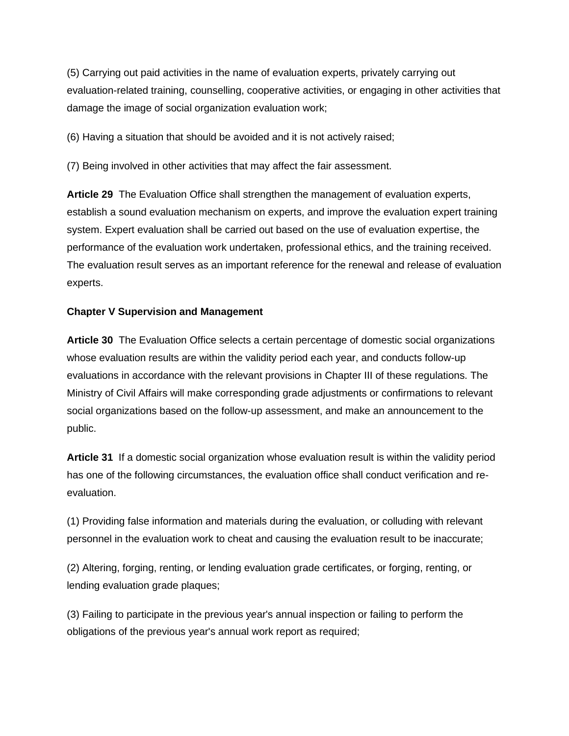(5) Carrying out paid activities in the name of evaluation experts, privately carrying out evaluation-related training, counselling, cooperative activities, or engaging in other activities that damage the image of social organization evaluation work;

(6) Having a situation that should be avoided and it is not actively raised;

(7) Being involved in other activities that may affect the fair assessment.

**Article 29** The Evaluation Office shall strengthen the management of evaluation experts, establish a sound evaluation mechanism on experts, and improve the evaluation expert training system. Expert evaluation shall be carried out based on the use of evaluation expertise, the performance of the evaluation work undertaken, professional ethics, and the training received. The evaluation result serves as an important reference for the renewal and release of evaluation experts.

**Chapter V Supervision and Management**

**Article 30** The Evaluation Office selects a certain percentage of domestic social organizations whose evaluation results are within the validity period each year, and conducts follow-up evaluations in accordance with the relevant provisions in Chapter III of these regulations. The Ministry of Civil Affairs will make corresponding grade adjustments or confirmations to relevant social organizations based on the follow-up assessment, and make an announcement to the public.

**Article 31** If a domestic social organization whose evaluation result is within the validity period has one of the following circumstances, the evaluation office shall conduct verification and re-evaluation.

(1) Providing false information and materials during the evaluation, or colluding with relevant personnel in the evaluation work to cheat and causing the evaluation result to be inaccurate;

(2) Altering, forging, renting, or lending evaluation grade certificates, or forging, renting, or lending evaluation grade plaques;

(3) Failing to participate in the previous year's annual inspection or failing to perform the obligations of the previous year's annual work report as required;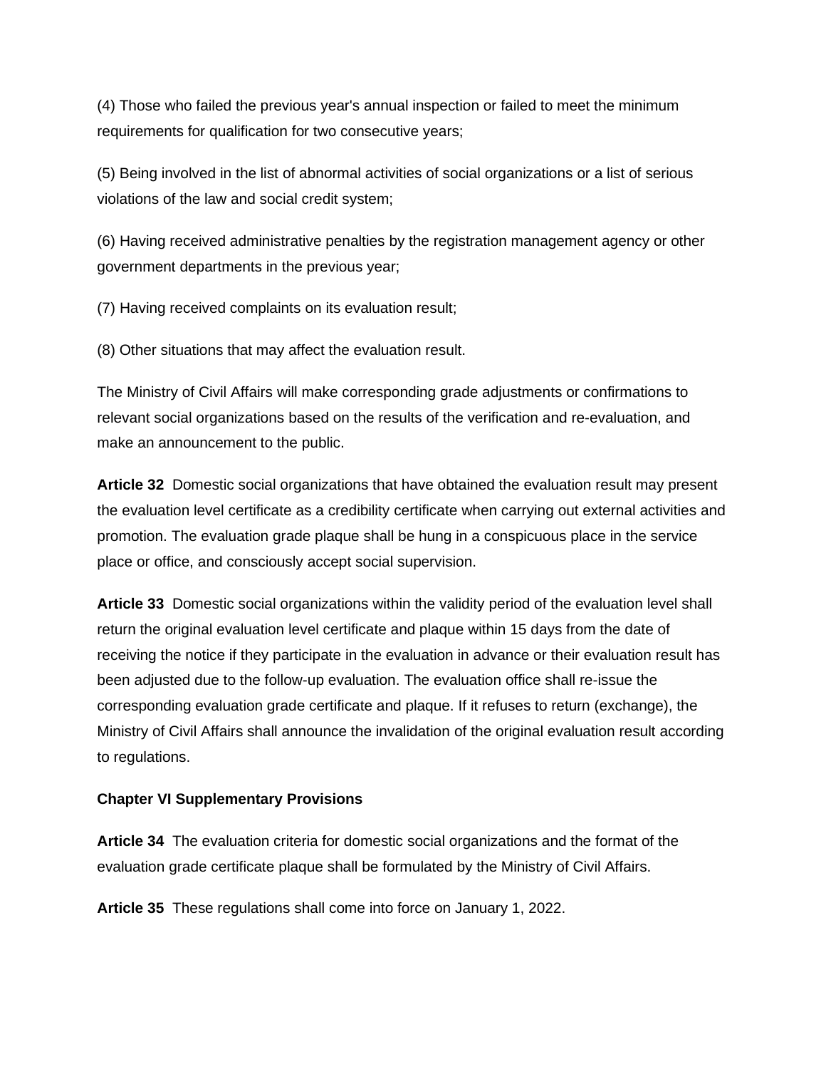(4) Those who failed the previous year's annual inspection or failed to meet the minimum requirements for qualification for two consecutive years;

(5) Being involved in the list of abnormal activities of social organizations or a list of serious violations of the law and social credit system;

(6) Having received administrative penalties by the registration management agency or other government departments in the previous year;

(7) Having received complaints on its evaluation result;

(8) Other situations that may affect the evaluation result.

The Ministry of Civil Affairs will make corresponding grade adjustments or confirmations to relevant social organizations based on the results of the verification and re-evaluation, and make an announcement to the public.

**Article 32** Domestic social organizations that have obtained the evaluation result may present the evaluation level certificate as a credibility certificate when carrying out external activities and promotion. The evaluation grade plaque shall be hung in a conspicuous place in the service place or office, and consciously accept social supervision.

**Article 33** Domestic social organizations within the validity period of the evaluation level shall return the original evaluation level certificate and plaque within 15 days from the date of receiving the notice if they participate in the evaluation in advance or their evaluation result has been adjusted due to the follow-up evaluation. The evaluation office shall re-issue the corresponding evaluation grade certificate and plaque. If it refuses to return (exchange), the Ministry of Civil Affairs shall announce the invalidation of the original evaluation result according to regulations.

**Chapter VI Supplementary Provisions**

**Article 34** The evaluation criteria for domestic social organizations and the format of the evaluation grade certificate plaque shall be formulated by the Ministry of Civil Affairs.

**Article 35** These regulations shall come into force on January 1, 2022.